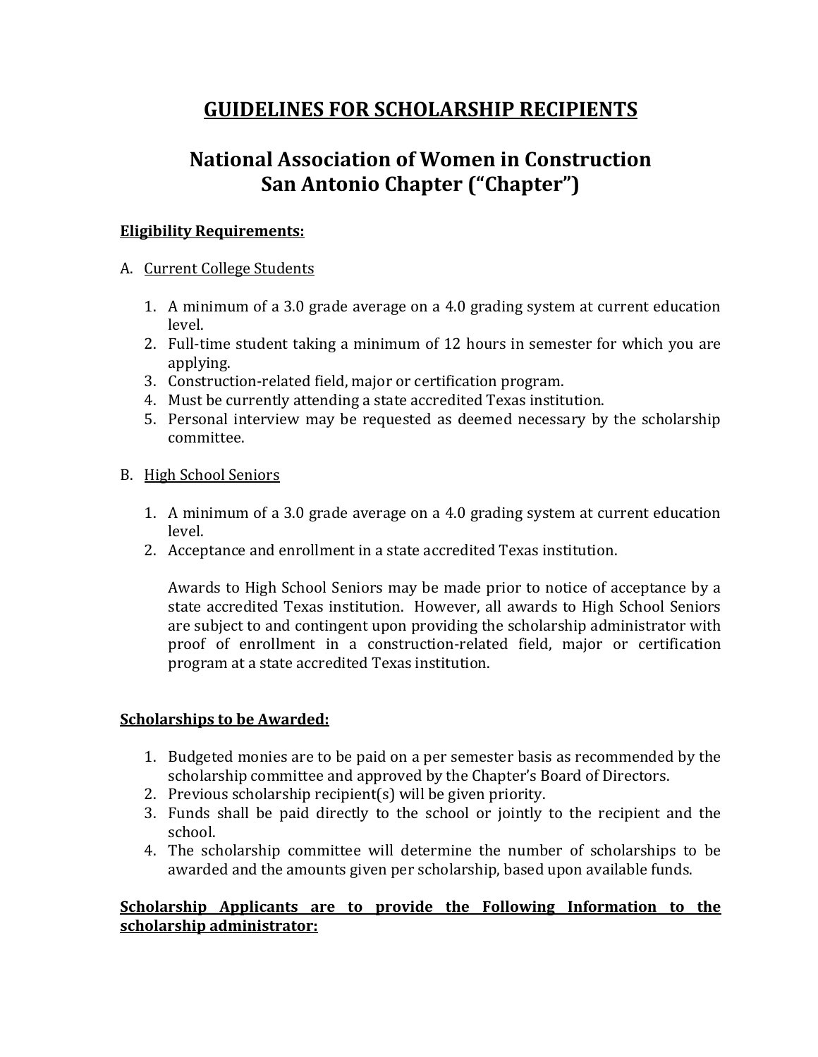# GUIDELINES FOR SCHOLARSHIP RECIPIENTS

## National Association of Women in Construction
## San Antonio Chapter ("Chapter")

**Eligibility Requirements:**

A. Current College Students

1. A minimum of a 3.0 grade average on a 4.0 grading system at current education level.
2. Full-time student taking a minimum of 12 hours in semester for which you are applying.
3. Construction-related field, major or certification program.
4. Must be currently attending a state accredited Texas institution.
5. Personal interview may be requested as deemed necessary by the scholarship committee.

B. High School Seniors

1. A minimum of a 3.0 grade average on a 4.0 grading system at current education level.
2. Acceptance and enrollment in a state accredited Texas institution.

   Awards to High School Seniors may be made prior to notice of acceptance by a state accredited Texas institution. However, all awards to High School Seniors are subject to and contingent upon providing the scholarship administrator with proof of enrollment in a construction-related field, major or certification program at a state accredited Texas institution.

**Scholarships to be Awarded:**

1. Budgeted monies are to be paid on a per semester basis as recommended by the scholarship committee and approved by the Chapter's Board of Directors.
2. Previous scholarship recipient(s) will be given priority.
3. Funds shall be paid directly to the school or jointly to the recipient and the school.
4. The scholarship committee will determine the number of scholarships to be awarded and the amounts given per scholarship, based upon available funds.

**Scholarship Applicants are to provide the Following Information to the scholarship administrator:**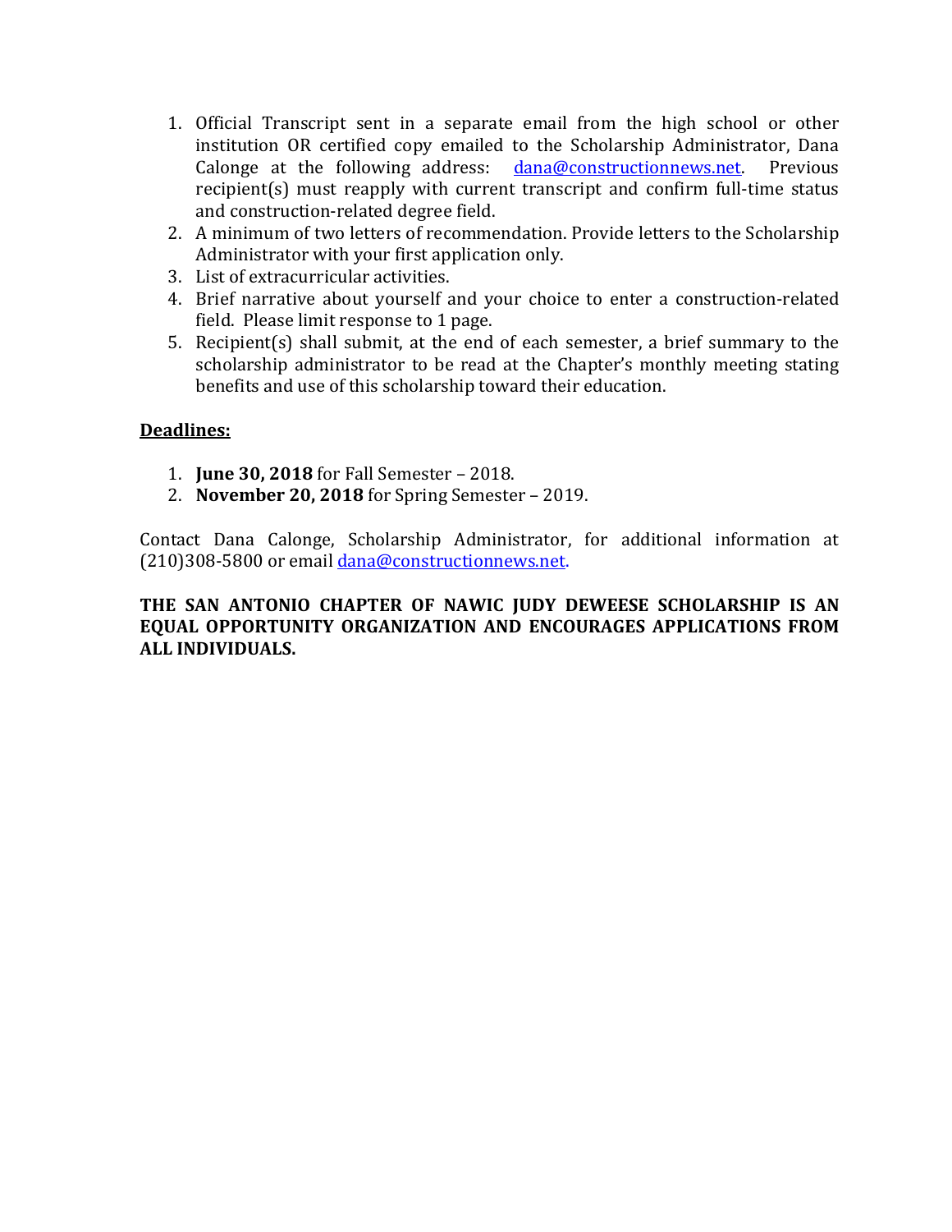1. Official Transcript sent in a separate email from the high school or other institution OR certified copy emailed to the Scholarship Administrator, Dana Calonge at the following address: [dana@constructionnews.net](mailto:dana@constructionnews.net). Previous recipient(s) must reapply with current transcript and confirm full-time status and construction-related degree field.
2. A minimum of two letters of recommendation. Provide letters to the Scholarship Administrator with your first application only.
3. List of extracurricular activities.
4. Brief narrative about yourself and your choice to enter a construction-related field. Please limit response to 1 page.
5. Recipient(s) shall submit, at the end of each semester, a brief summary to the scholarship administrator to be read at the Chapter's monthly meeting stating benefits and use of this scholarship toward their education.

**<u>Deadlines:</u>**

1. **June 30, 2018** for Fall Semester – 2018.
2. **November 20, 2018** for Spring Semester – 2019.

Contact Dana Calonge, Scholarship Administrator, for additional information at (210)308-5800 or email [dana@constructionnews.net](mailto:dana@constructionnews.net).

**THE SAN ANTONIO CHAPTER OF NAWIC JUDY DEWEESE SCHOLARSHIP IS AN EQUAL OPPORTUNITY ORGANIZATION AND ENCOURAGES APPLICATIONS FROM ALL INDIVIDUALS.**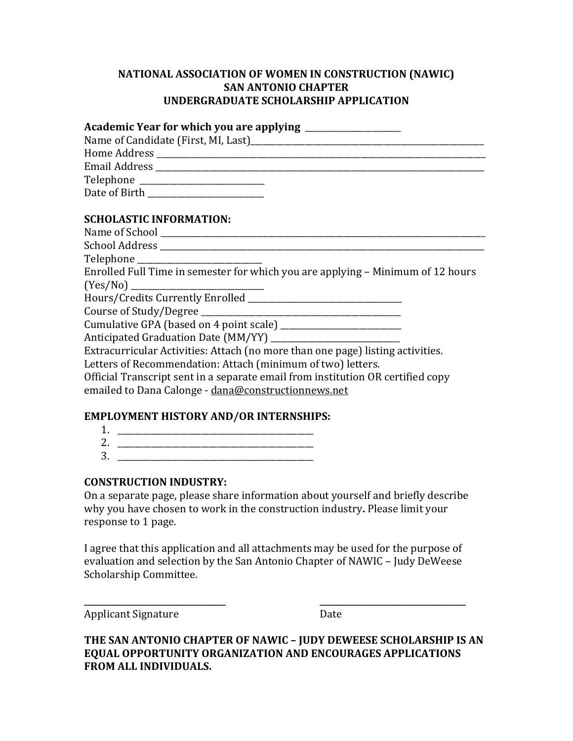**NATIONAL ASSOCIATION OF WOMEN IN CONSTRUCTION (NAWIC)**
**SAN ANTONIO CHAPTER**
**UNDERGRADUATE SCHOLARSHIP APPLICATION**

**Academic Year for which you are applying** ______________________
Name of Candidate (First, MI, Last)______________________________________________________
Home Address ______________________________________________________________________
Email Address ______________________________________________________________________
Telephone ___________________________
Date of Birth __________________________

**SCHOLASTIC INFORMATION:**
Name of School ______________________________________________________________________
School Address ______________________________________________________________________
Telephone ___________________________
Enrolled Full Time in semester for which you are applying – Minimum of 12 hours (Yes/No) ______________________________
Hours/Credits Currently Enrolled __________________________________
Course of Study/Degree ______________________________________________
Cumulative GPA (based on 4 point scale) ___________________________
Anticipated Graduation Date (MM/YY) ____________________________
Extracurricular Activities: Attach (no more than one page) listing activities.
Letters of Recommendation: Attach (minimum of two) letters.
Official Transcript sent in a separate email from institution OR certified copy emailed to Dana Calonge - dana@constructionnews.net

**EMPLOYMENT HISTORY AND/OR INTERNSHIPS:**

1. ______________________________________________
2. ______________________________________________
3. ______________________________________________

**CONSTRUCTION INDUSTRY:**
On a separate page, please share information about yourself and briefly describe why you have chosen to work in the construction industry**.** Please limit your response to 1 page.

I agree that this application and all attachments may be used for the purpose of evaluation and selection by the San Antonio Chapter of NAWIC – Judy DeWeese Scholarship Committee.

________________________________ ________________________________
Applicant Signature Date

**THE SAN ANTONIO CHAPTER OF NAWIC – JUDY DEWEESE SCHOLARSHIP IS AN EQUAL OPPORTUNITY ORGANIZATION AND ENCOURAGES APPLICATIONS FROM ALL INDIVIDUALS.**